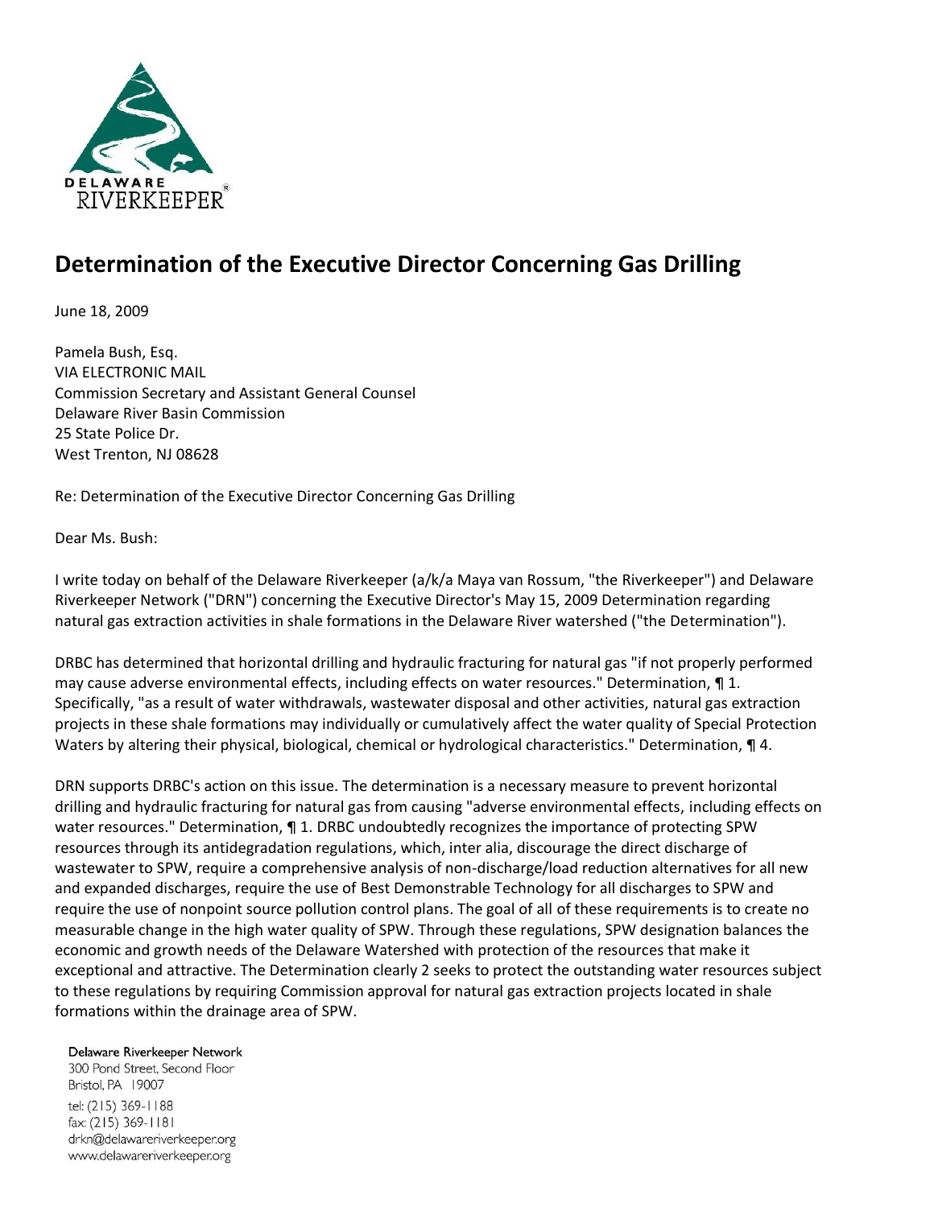# Determination of the Executive Director Concerning Gas Drilling

June 18, 2009

Pamela Bush, Esq.
VIA ELECTRONIC MAIL
Commission Secretary and Assistant General Counsel
Delaware River Basin Commission
25 State Police Dr.
West Trenton, NJ 08628

Re: Determination of the Executive Director Concerning Gas Drilling

Dear Ms. Bush:

I write today on behalf of the Delaware Riverkeeper (a/k/a Maya van Rossum, "the Riverkeeper") and Delaware Riverkeeper Network ("DRN") concerning the Executive Director's May 15, 2009 Determination regarding natural gas extraction activities in shale formations in the Delaware River watershed ("the Determination").

DRBC has determined that horizontal drilling and hydraulic fracturing for natural gas "if not properly performed may cause adverse environmental effects, including effects on water resources." Determination, ¶ 1. Specifically, "as a result of water withdrawals, wastewater disposal and other activities, natural gas extraction projects in these shale formations may individually or cumulatively affect the water quality of Special Protection Waters by altering their physical, biological, chemical or hydrological characteristics." Determination, ¶ 4.

DRN supports DRBC's action on this issue. The determination is a necessary measure to prevent horizontal drilling and hydraulic fracturing for natural gas from causing "adverse environmental effects, including effects on water resources." Determination, ¶ 1. DRBC undoubtedly recognizes the importance of protecting SPW resources through its antidegradation regulations, which, inter alia, discourage the direct discharge of wastewater to SPW, require a comprehensive analysis of non-discharge/load reduction alternatives for all new and expanded discharges, require the use of Best Demonstrable Technology for all discharges to SPW and require the use of nonpoint source pollution control plans. The goal of all of these requirements is to create no measurable change in the high water quality of SPW. Through these regulations, SPW designation balances the economic and growth needs of the Delaware Watershed with protection of the resources that make it exceptional and attractive. The Determination clearly 2 seeks to protect the outstanding water resources subject to these regulations by requiring Commission approval for natural gas extraction projects located in shale formations within the drainage area of SPW.

Delaware Riverkeeper Network
300 Pond Street, Second Floor
Bristol, PA 19007
tel: (215) 369-1188
fax: (215) 369-1181
drkn@delawareriverkeeper.org
www.delawareriverkeeper.org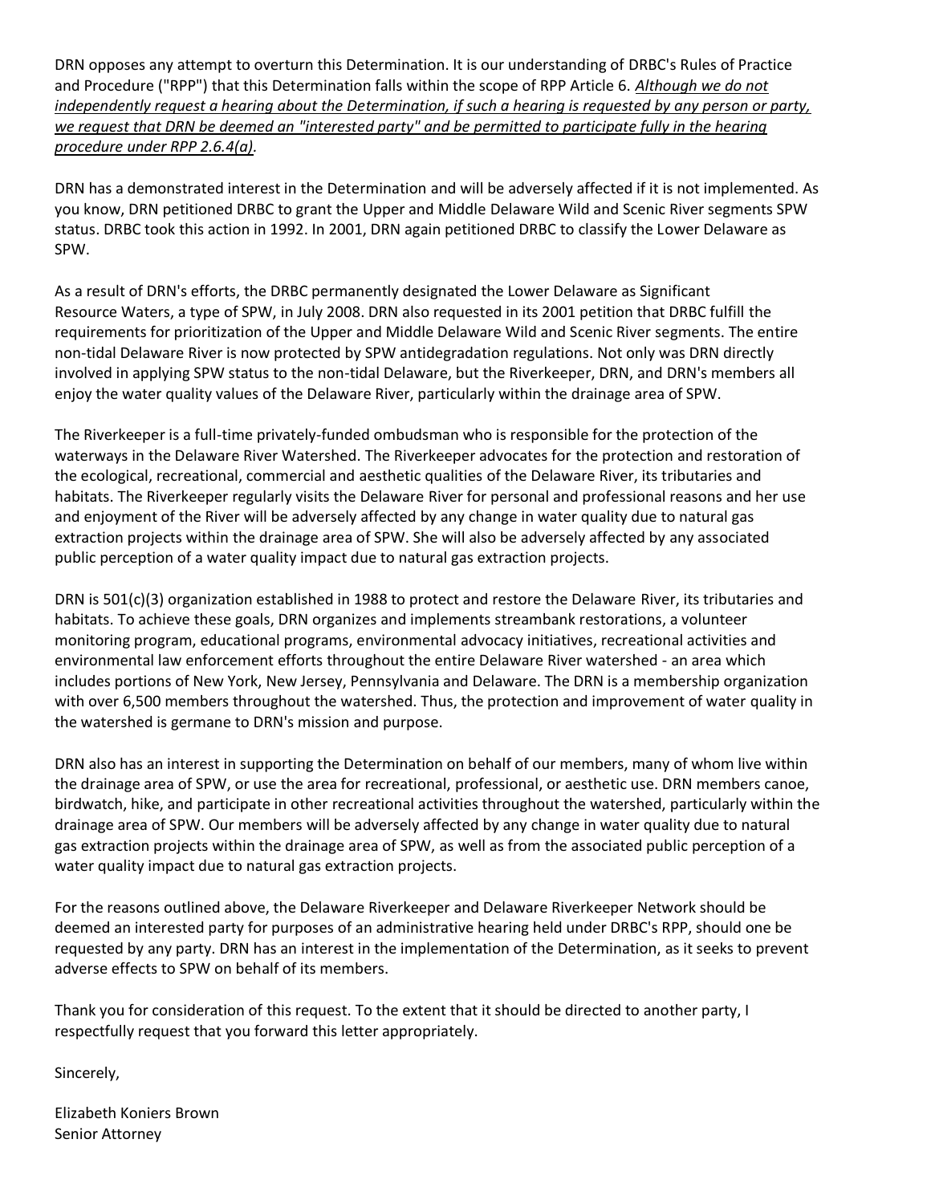DRN opposes any attempt to overturn this Determination. It is our understanding of DRBC's Rules of Practice and Procedure ("RPP") that this Determination falls within the scope of RPP Article 6. *Although we do not independently request a hearing about the Determination, if such a hearing is requested by any person or party, we request that DRN be deemed an "interested party" and be permitted to participate fully in the hearing procedure under RPP 2.6.4(a).*

DRN has a demonstrated interest in the Determination and will be adversely affected if it is not implemented. As you know, DRN petitioned DRBC to grant the Upper and Middle Delaware Wild and Scenic River segments SPW status. DRBC took this action in 1992. In 2001, DRN again petitioned DRBC to classify the Lower Delaware as SPW.

As a result of DRN's efforts, the DRBC permanently designated the Lower Delaware as Significant Resource Waters, a type of SPW, in July 2008. DRN also requested in its 2001 petition that DRBC fulfill the requirements for prioritization of the Upper and Middle Delaware Wild and Scenic River segments. The entire non-tidal Delaware River is now protected by SPW antidegradation regulations. Not only was DRN directly involved in applying SPW status to the non-tidal Delaware, but the Riverkeeper, DRN, and DRN's members all enjoy the water quality values of the Delaware River, particularly within the drainage area of SPW.

The Riverkeeper is a full-time privately-funded ombudsman who is responsible for the protection of the waterways in the Delaware River Watershed. The Riverkeeper advocates for the protection and restoration of the ecological, recreational, commercial and aesthetic qualities of the Delaware River, its tributaries and habitats. The Riverkeeper regularly visits the Delaware River for personal and professional reasons and her use and enjoyment of the River will be adversely affected by any change in water quality due to natural gas extraction projects within the drainage area of SPW. She will also be adversely affected by any associated public perception of a water quality impact due to natural gas extraction projects.

DRN is 501(c)(3) organization established in 1988 to protect and restore the Delaware River, its tributaries and habitats. To achieve these goals, DRN organizes and implements streambank restorations, a volunteer monitoring program, educational programs, environmental advocacy initiatives, recreational activities and environmental law enforcement efforts throughout the entire Delaware River watershed - an area which includes portions of New York, New Jersey, Pennsylvania and Delaware. The DRN is a membership organization with over 6,500 members throughout the watershed. Thus, the protection and improvement of water quality in the watershed is germane to DRN's mission and purpose.

DRN also has an interest in supporting the Determination on behalf of our members, many of whom live within the drainage area of SPW, or use the area for recreational, professional, or aesthetic use. DRN members canoe, birdwatch, hike, and participate in other recreational activities throughout the watershed, particularly within the drainage area of SPW. Our members will be adversely affected by any change in water quality due to natural gas extraction projects within the drainage area of SPW, as well as from the associated public perception of a water quality impact due to natural gas extraction projects.

For the reasons outlined above, the Delaware Riverkeeper and Delaware Riverkeeper Network should be deemed an interested party for purposes of an administrative hearing held under DRBC's RPP, should one be requested by any party. DRN has an interest in the implementation of the Determination, as it seeks to prevent adverse effects to SPW on behalf of its members.

Thank you for consideration of this request. To the extent that it should be directed to another party, I respectfully request that you forward this letter appropriately.

Sincerely,

Elizabeth Koniers Brown
Senior Attorney